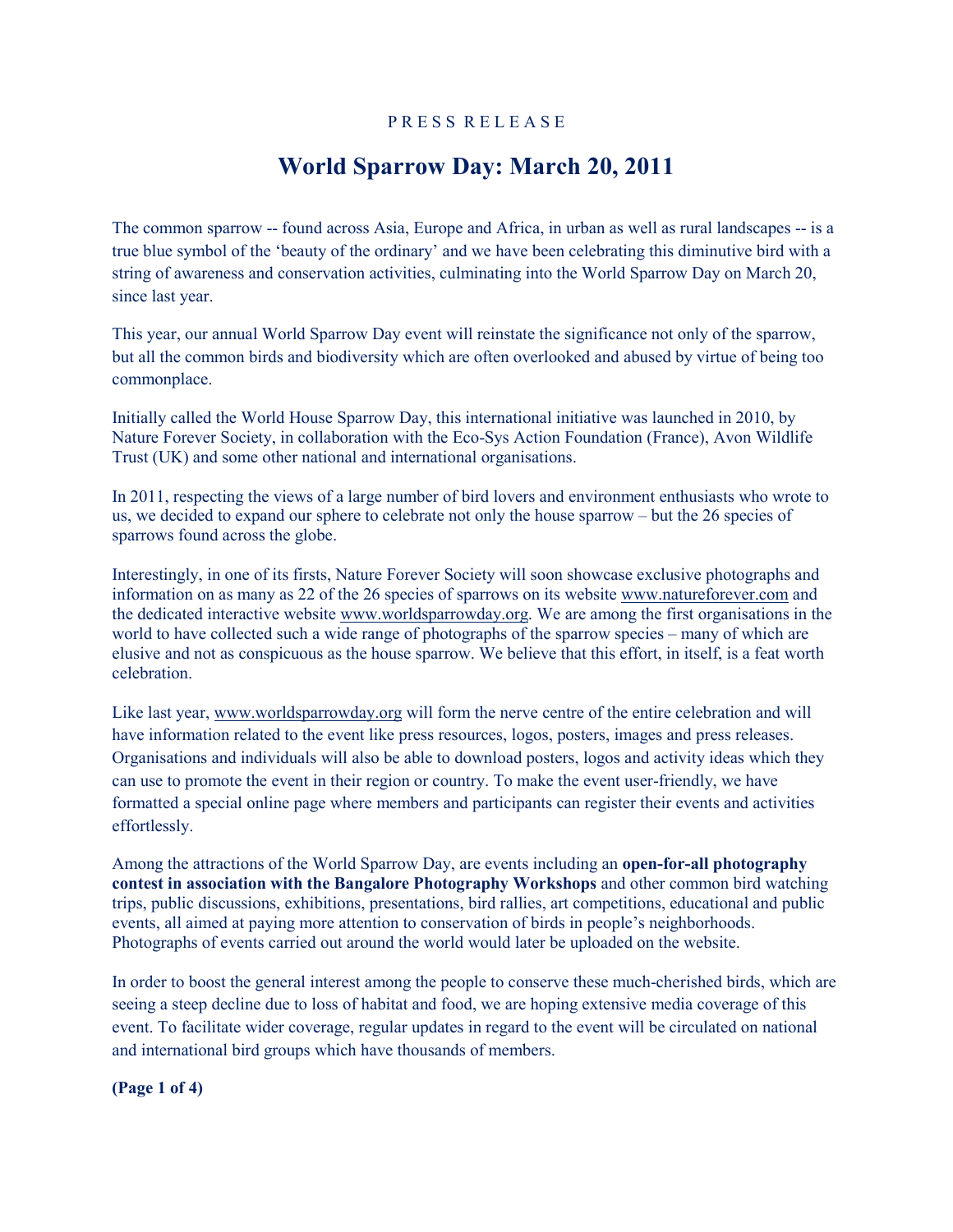P R E S S R E L E A S E

# World Sparrow Day: March 20, 2011

The common sparrow -- found across Asia, Europe and Africa, in urban as well as rural landscapes -- is a true blue symbol of the 'beauty of the ordinary' and we have been celebrating this diminutive bird with a string of awareness and conservation activities, culminating into the World Sparrow Day on March 20, since last year.

This year, our annual World Sparrow Day event will reinstate the significance not only of the sparrow, but all the common birds and biodiversity which are often overlooked and abused by virtue of being too commonplace.

Initially called the World House Sparrow Day, this international initiative was launched in 2010, by Nature Forever Society, in collaboration with the Eco-Sys Action Foundation (France), Avon Wildlife Trust (UK) and some other national and international organisations.

In 2011, respecting the views of a large number of bird lovers and environment enthusiasts who wrote to us, we decided to expand our sphere to celebrate not only the house sparrow – but the 26 species of sparrows found across the globe.

Interestingly, in one of its firsts, Nature Forever Society will soon showcase exclusive photographs and information on as many as 22 of the 26 species of sparrows on its website www.natureforever.com and the dedicated interactive website www.worldsparrowday.org. We are among the first organisations in the world to have collected such a wide range of photographs of the sparrow species – many of which are elusive and not as conspicuous as the house sparrow. We believe that this effort, in itself, is a feat worth celebration.

Like last year, www.worldsparrowday.org will form the nerve centre of the entire celebration and will have information related to the event like press resources, logos, posters, images and press releases. Organisations and individuals will also be able to download posters, logos and activity ideas which they can use to promote the event in their region or country. To make the event user-friendly, we have formatted a special online page where members and participants can register their events and activities effortlessly.

Among the attractions of the World Sparrow Day, are events including an **open-for-all photography contest in association with the Bangalore Photography Workshops** and other common bird watching trips, public discussions, exhibitions, presentations, bird rallies, art competitions, educational and public events, all aimed at paying more attention to conservation of birds in people's neighborhoods. Photographs of events carried out around the world would later be uploaded on the website.

In order to boost the general interest among the people to conserve these much-cherished birds, which are seeing a steep decline due to loss of habitat and food, we are hoping extensive media coverage of this event. To facilitate wider coverage, regular updates in regard to the event will be circulated on national and international bird groups which have thousands of members.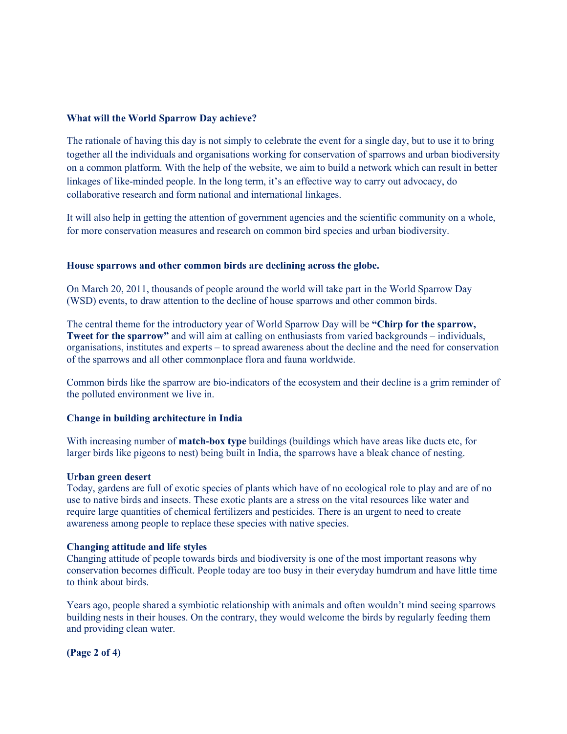**What will the World Sparrow Day achieve?**

The rationale of having this day is not simply to celebrate the event for a single day, but to use it to bring together all the individuals and organisations working for conservation of sparrows and urban biodiversity on a common platform. With the help of the website, we aim to build a network which can result in better linkages of like-minded people. In the long term, it's an effective way to carry out advocacy, do collaborative research and form national and international linkages.

It will also help in getting the attention of government agencies and the scientific community on a whole, for more conservation measures and research on common bird species and urban biodiversity.

**House sparrows and other common birds are declining across the globe.**

On March 20, 2011, thousands of people around the world will take part in the World Sparrow Day (WSD) events, to draw attention to the decline of house sparrows and other common birds.

The central theme for the introductory year of World Sparrow Day will be **"Chirp for the sparrow, Tweet for the sparrow"** and will aim at calling on enthusiasts from varied backgrounds – individuals, organisations, institutes and experts – to spread awareness about the decline and the need for conservation of the sparrows and all other commonplace flora and fauna worldwide.

Common birds like the sparrow are bio-indicators of the ecosystem and their decline is a grim reminder of the polluted environment we live in.

**Change in building architecture in India**

With increasing number of **match-box type** buildings (buildings which have areas like ducts etc, for larger birds like pigeons to nest) being built in India, the sparrows have a bleak chance of nesting.

**Urban green desert**

Today, gardens are full of exotic species of plants which have of no ecological role to play and are of no use to native birds and insects. These exotic plants are a stress on the vital resources like water and require large quantities of chemical fertilizers and pesticides. There is an urgent to need to create awareness among people to replace these species with native species.

**Changing attitude and life styles**

Changing attitude of people towards birds and biodiversity is one of the most important reasons why conservation becomes difficult. People today are too busy in their everyday humdrum and have little time to think about birds.

Years ago, people shared a symbiotic relationship with animals and often wouldn't mind seeing sparrows building nests in their houses. On the contrary, they would welcome the birds by regularly feeding them and providing clean water.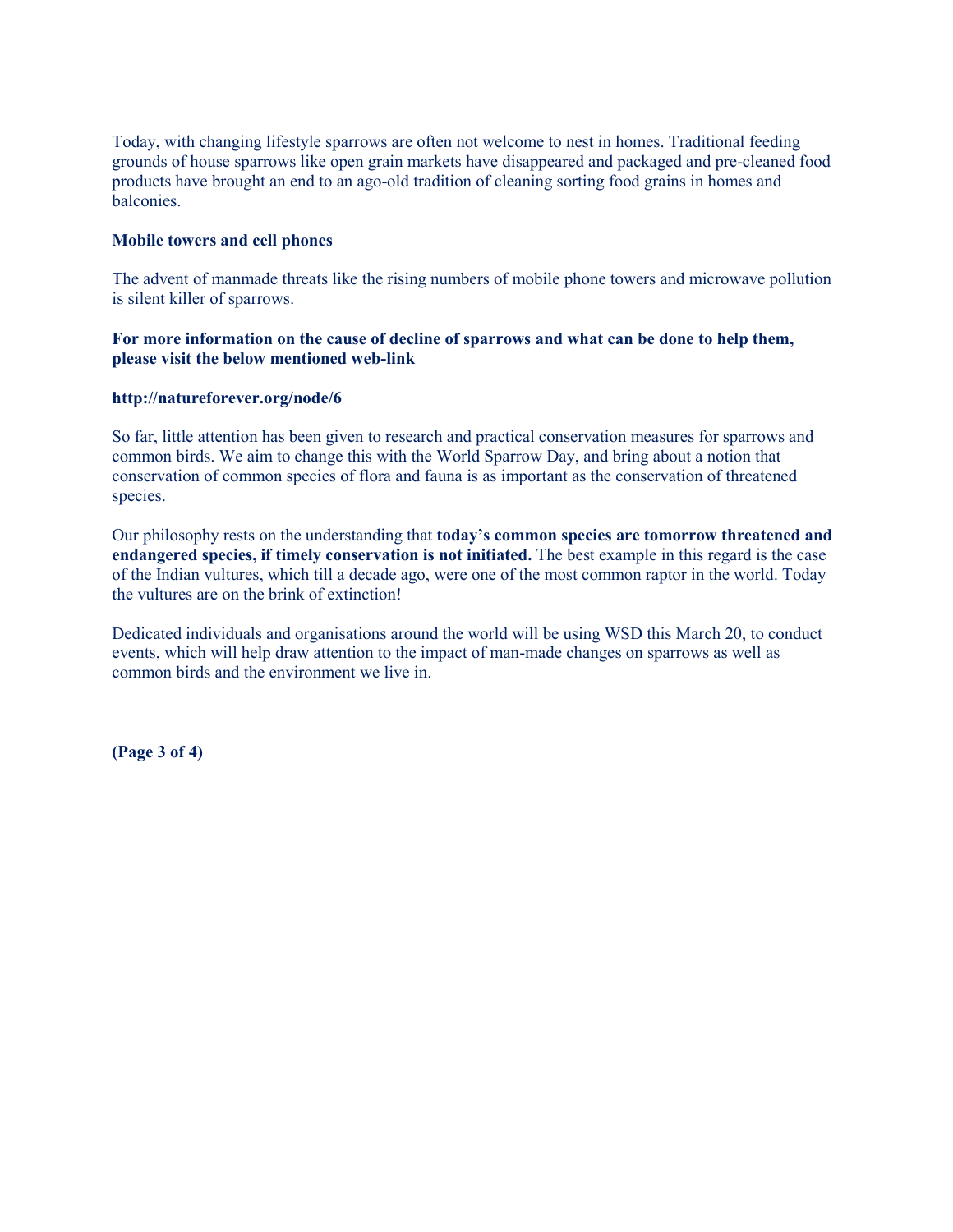Today, with changing lifestyle sparrows are often not welcome to nest in homes. Traditional feeding grounds of house sparrows like open grain markets have disappeared and packaged and pre-cleaned food products have brought an end to an ago-old tradition of cleaning sorting food grains in homes and balconies.

**Mobile towers and cell phones**

The advent of manmade threats like the rising numbers of mobile phone towers and microwave pollution is silent killer of sparrows.

**For more information on the cause of decline of sparrows and what can be done to help them, please visit the below mentioned web-link**

**http://natureforever.org/node/6**

So far, little attention has been given to research and practical conservation measures for sparrows and common birds. We aim to change this with the World Sparrow Day, and bring about a notion that conservation of common species of flora and fauna is as important as the conservation of threatened species.

Our philosophy rests on the understanding that **today's common species are tomorrow threatened and endangered species, if timely conservation is not initiated.** The best example in this regard is the case of the Indian vultures, which till a decade ago, were one of the most common raptor in the world. Today the vultures are on the brink of extinction!

Dedicated individuals and organisations around the world will be using WSD this March 20, to conduct events, which will help draw attention to the impact of man-made changes on sparrows as well as common birds and the environment we live in.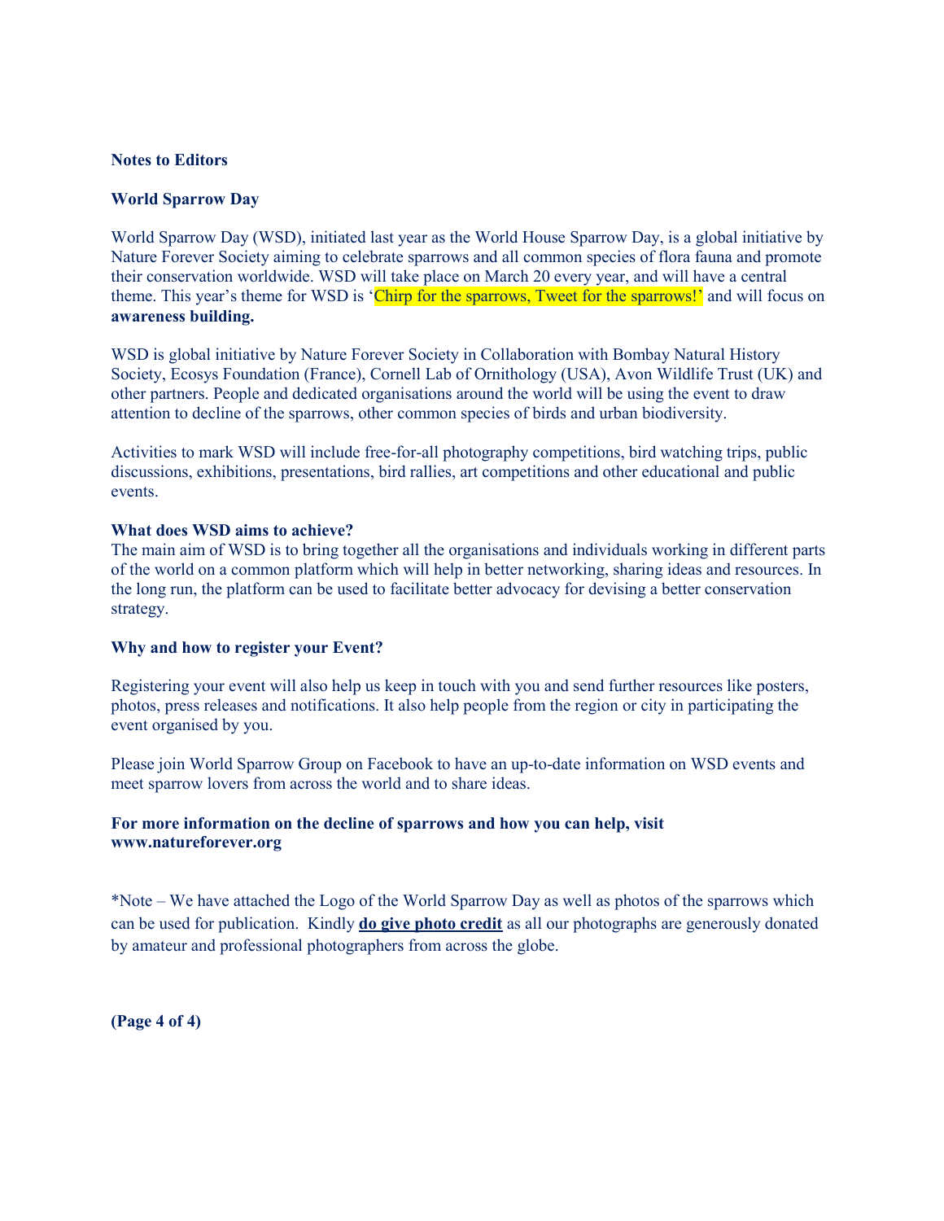**Notes to Editors**

**World Sparrow Day**

World Sparrow Day (WSD), initiated last year as the World House Sparrow Day, is a global initiative by Nature Forever Society aiming to celebrate sparrows and all common species of flora fauna and promote their conservation worldwide. WSD will take place on March 20 every year, and will have a central theme. This year's theme for WSD is 'Chirp for the sparrows, Tweet for the sparrows!' and will focus on **awareness building.**

WSD is global initiative by Nature Forever Society in Collaboration with Bombay Natural History Society, Ecosys Foundation (France), Cornell Lab of Ornithology (USA), Avon Wildlife Trust (UK) and other partners. People and dedicated organisations around the world will be using the event to draw attention to decline of the sparrows, other common species of birds and urban biodiversity.

Activities to mark WSD will include free-for-all photography competitions, bird watching trips, public discussions, exhibitions, presentations, bird rallies, art competitions and other educational and public events.

**What does WSD aims to achieve?**

The main aim of WSD is to bring together all the organisations and individuals working in different parts of the world on a common platform which will help in better networking, sharing ideas and resources. In the long run, the platform can be used to facilitate better advocacy for devising a better conservation strategy.

**Why and how to register your Event?**

Registering your event will also help us keep in touch with you and send further resources like posters, photos, press releases and notifications. It also help people from the region or city in participating the event organised by you.

Please join World Sparrow Group on Facebook to have an up-to-date information on WSD events and meet sparrow lovers from across the world and to share ideas.

**For more information on the decline of sparrows and how you can help, visit www.natureforever.org**

*Note – We have attached the Logo of the World Sparrow Day as well as photos of the sparrows which can be used for publication. Kindly **do give photo credit** as all our photographs are generously donated by amateur and professional photographers from across the globe.